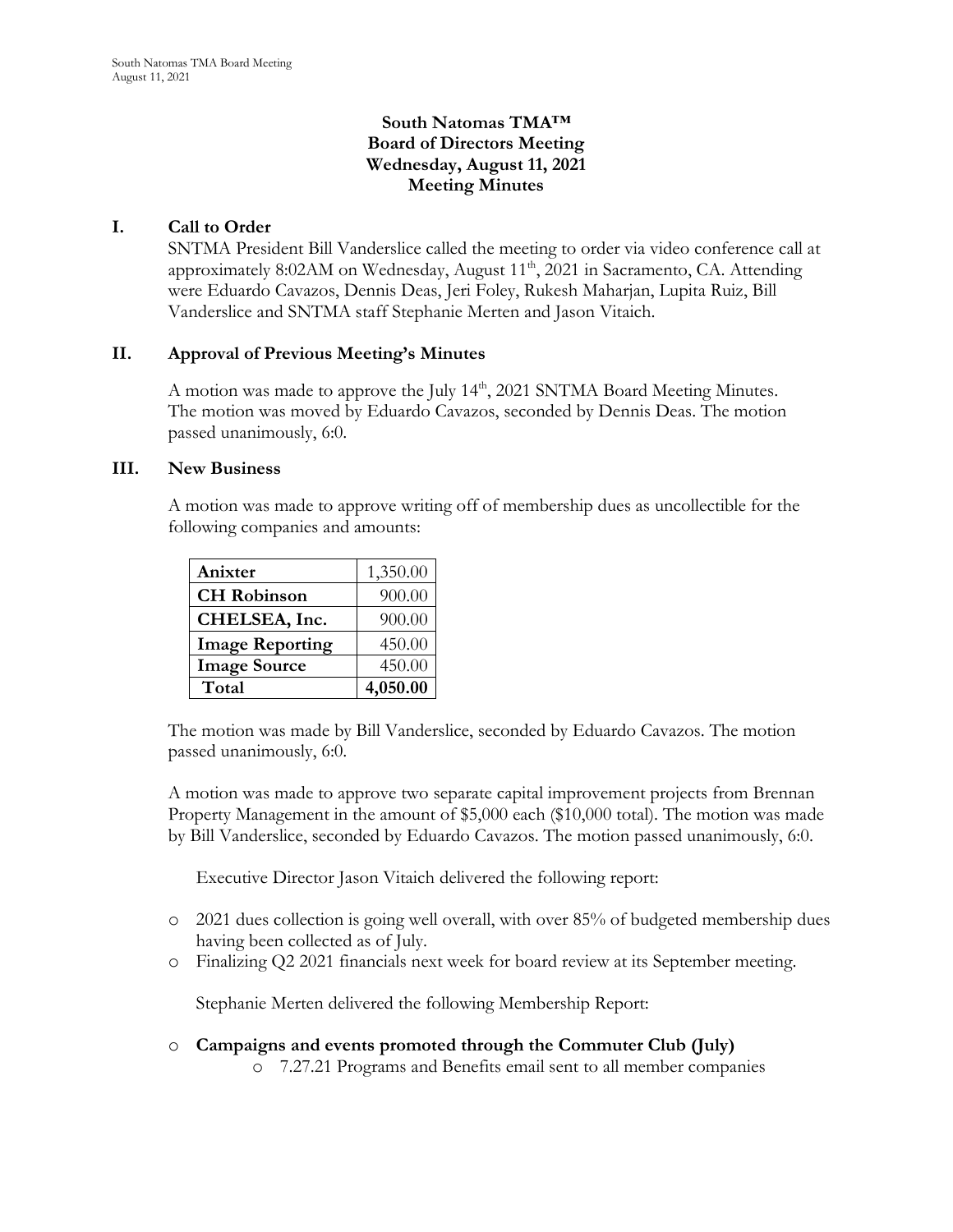**South Natomas TMA™**
**Board of Directors Meeting**
**Wednesday, August 11, 2021**
**Meeting Minutes**

## I. Call to Order

SNTMA President Bill Vanderslice called the meeting to order via video conference call at approximately 8:02AM on Wednesday, August 11th, 2021 in Sacramento, CA. Attending were Eduardo Cavazos, Dennis Deas, Jeri Foley, Rukesh Maharjan, Lupita Ruiz, Bill Vanderslice and SNTMA staff Stephanie Merten and Jason Vitaich.

## II. Approval of Previous Meeting's Minutes

A motion was made to approve the July 14th, 2021 SNTMA Board Meeting Minutes. The motion was moved by Eduardo Cavazos, seconded by Dennis Deas. The motion passed unanimously, 6:0.

## III. New Business

A motion was made to approve writing off of membership dues as uncollectible for the following companies and amounts:

| Company | Amount |
|---|---:|
| **Anixter** | 1,350.00 |
| **CH Robinson** | 900.00 |
| **CHELSEA, Inc.** | 900.00 |
| **Image Reporting** | 450.00 |
| **Image Source** | 450.00 |
| **Total** | **4,050.00** |

The motion was made by Bill Vanderslice, seconded by Eduardo Cavazos. The motion passed unanimously, 6:0.

A motion was made to approve two separate capital improvement projects from Brennan Property Management in the amount of $5,000 each ($10,000 total). The motion was made by Bill Vanderslice, seconded by Eduardo Cavazos. The motion passed unanimously, 6:0.

Executive Director Jason Vitaich delivered the following report:

- 2021 dues collection is going well overall, with over 85% of budgeted membership dues having been collected as of July.
- Finalizing Q2 2021 financials next week for board review at its September meeting.

Stephanie Merten delivered the following Membership Report:

- **Campaigns and events promoted through the Commuter Club (July)**
  - 7.27.21 Programs and Benefits email sent to all member companies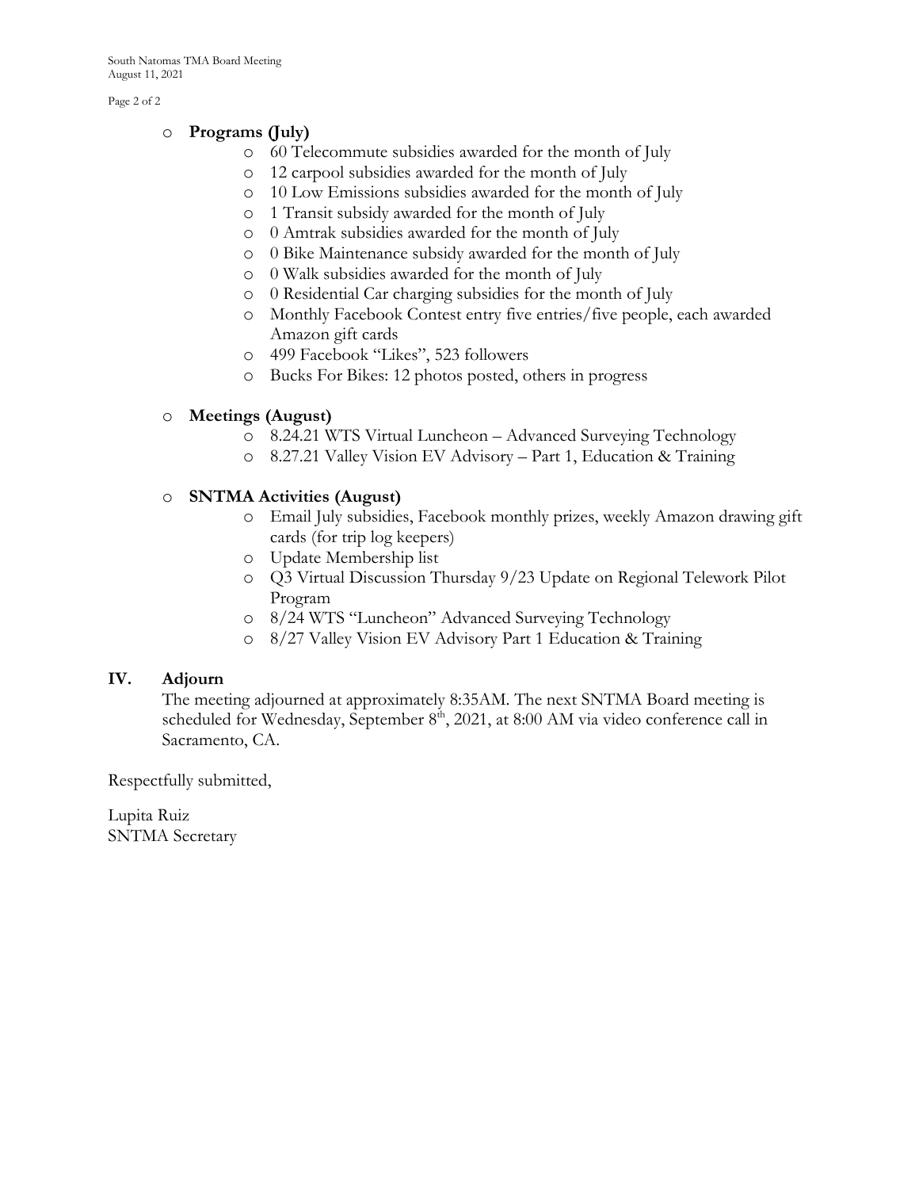- **Programs (July)**
  - 60 Telecommute subsidies awarded for the month of July
  - 12 carpool subsidies awarded for the month of July
  - 10 Low Emissions subsidies awarded for the month of July
  - 1 Transit subsidy awarded for the month of July
  - 0 Amtrak subsidies awarded for the month of July
  - 0 Bike Maintenance subsidy awarded for the month of July
  - 0 Walk subsidies awarded for the month of July
  - 0 Residential Car charging subsidies for the month of July
  - Monthly Facebook Contest entry five entries/five people, each awarded Amazon gift cards
  - 499 Facebook "Likes", 523 followers
  - Bucks For Bikes: 12 photos posted, others in progress

- **Meetings (August)**
  - 8.24.21 WTS Virtual Luncheon – Advanced Surveying Technology
  - 8.27.21 Valley Vision EV Advisory – Part 1, Education & Training

- **SNTMA Activities (August)**
  - Email July subsidies, Facebook monthly prizes, weekly Amazon drawing gift cards (for trip log keepers)
  - Update Membership list
  - Q3 Virtual Discussion Thursday 9/23 Update on Regional Telework Pilot Program
  - 8/24 WTS "Luncheon" Advanced Surveying Technology
  - 8/27 Valley Vision EV Advisory Part 1 Education & Training

## IV. Adjourn

The meeting adjourned at approximately 8:35AM. The next SNTMA Board meeting is scheduled for Wednesday, September 8th, 2021, at 8:00 AM via video conference call in Sacramento, CA.

Respectfully submitted,

Lupita Ruiz
SNTMA Secretary